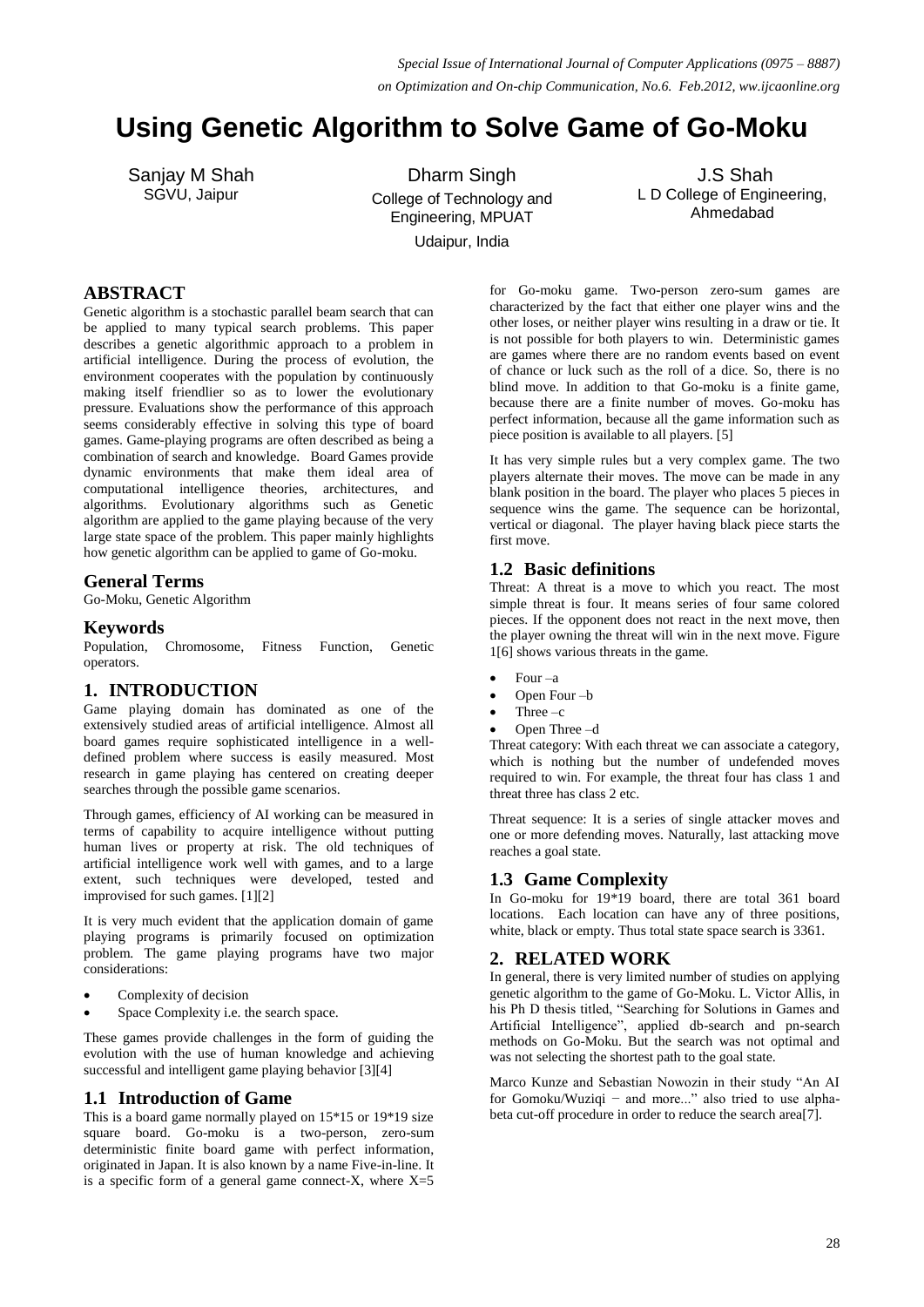# Using Genetic Algorithm to Solve Game of Go-Moku

Sanjay M Shah
SGVU, Jaipur

Dharm Singh
College of Technology and Engineering, MPUAT
Udaipur, India

J.S Shah
L D College of Engineering, Ahmedabad

## ABSTRACT

Genetic algorithm is a stochastic parallel beam search that can be applied to many typical search problems. This paper describes a genetic algorithmic approach to a problem in artificial intelligence. During the process of evolution, the environment cooperates with the population by continuously making itself friendlier so as to lower the evolutionary pressure. Evaluations show the performance of this approach seems considerably effective in solving this type of board games. Game-playing programs are often described as being a combination of search and knowledge. Board Games provide dynamic environments that make them ideal area of computational intelligence theories, architectures, and algorithms. Evolutionary algorithms such as Genetic algorithm are applied to the game playing because of the very large state space of the problem. This paper mainly highlights how genetic algorithm can be applied to game of Go-moku.

## General Terms

Go-Moku, Genetic Algorithm

## Keywords

Population, Chromosome, Fitness Function, Genetic operators.

## 1. INTRODUCTION

Game playing domain has dominated as one of the extensively studied areas of artificial intelligence. Almost all board games require sophisticated intelligence in a well-defined problem where success is easily measured. Most research in game playing has centered on creating deeper searches through the possible game scenarios.

Through games, efficiency of AI working can be measured in terms of capability to acquire intelligence without putting human lives or property at risk. The old techniques of artificial intelligence work well with games, and to a large extent, such techniques were developed, tested and improvised for such games. [1][2]

It is very much evident that the application domain of game playing programs is primarily focused on optimization problem. The game playing programs have two major considerations:

- Complexity of decision
- Space Complexity i.e. the search space.

These games provide challenges in the form of guiding the evolution with the use of human knowledge and achieving successful and intelligent game playing behavior [3][4]

### 1.1 Introduction of Game

This is a board game normally played on 15*15 or 19*19 size square board. Go-moku is a two-person, zero-sum deterministic finite board game with perfect information, originated in Japan. It is also known by a name Five-in-line. It is a specific form of a general game connect-X, where X=5 for Go-moku game. Two-person zero-sum games are characterized by the fact that either one player wins and the other loses, or neither player wins resulting in a draw or tie. It is not possible for both players to win. Deterministic games are games where there are no random events based on event of chance or luck such as the roll of a dice. So, there is no blind move. In addition to that Go-moku is a finite game, because there are a finite number of moves. Go-moku has perfect information, because all the game information such as piece position is available to all players. [5]

It has very simple rules but a very complex game. The two players alternate their moves. The move can be made in any blank position in the board. The player who places 5 pieces in sequence wins the game. The sequence can be horizontal, vertical or diagonal. The player having black piece starts the first move.

### 1.2 Basic definitions

Threat: A threat is a move to which you react. The most simple threat is four. It means series of four same colored pieces. If the opponent does not react in the next move, then the player owning the threat will win in the next move. Figure 1[6] shows various threats in the game.

- Four –a
- Open Four –b
- Three –c
- Open Three –d

Threat category: With each threat we can associate a category, which is nothing but the number of undefended moves required to win. For example, the threat four has class 1 and threat three has class 2 etc.

Threat sequence: It is a series of single attacker moves and one or more defending moves. Naturally, last attacking move reaches a goal state.

### 1.3 Game Complexity

In Go-moku for 19*19 board, there are total 361 board locations. Each location can have any of three positions, white, black or empty. Thus total state space search is 3361.

## 2. RELATED WORK

In general, there is very limited number of studies on applying genetic algorithm to the game of Go-Moku. L. Victor Allis, in his Ph D thesis titled, "Searching for Solutions in Games and Artificial Intelligence", applied db-search and pn-search methods on Go-Moku. But the search was not optimal and was not selecting the shortest path to the goal state.

Marco Kunze and Sebastian Nowozin in their study "An AI for Gomoku/Wuziqi − and more..." also tried to use alpha-beta cut-off procedure in order to reduce the search area[7].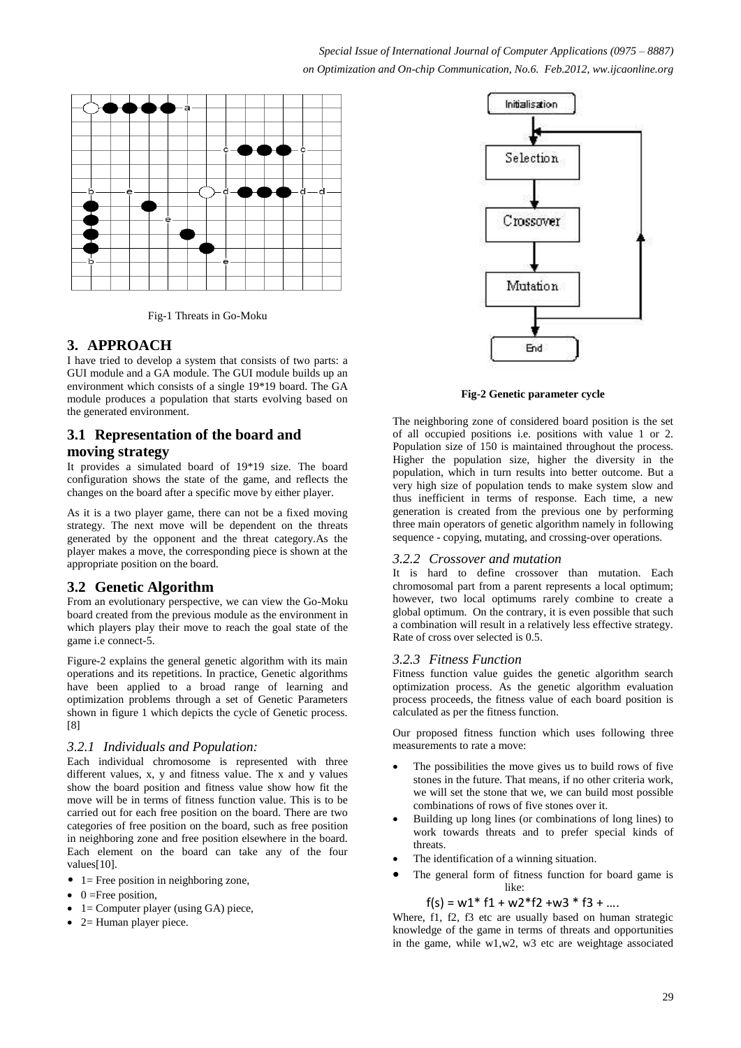Fig-1 Threats in Go-Moku

## 3. APPROACH

I have tried to develop a system that consists of two parts: a GUI module and a GA module. The GUI module builds up an environment which consists of a single 19*19 board. The GA module produces a population that starts evolving based on the generated environment.

### 3.1 Representation of the board and moving strategy

It provides a simulated board of 19*19 size. The board configuration shows the state of the game, and reflects the changes on the board after a specific move by either player.

As it is a two player game, there can not be a fixed moving strategy. The next move will be dependent on the threats generated by the opponent and the threat category.As the player makes a move, the corresponding piece is shown at the appropriate position on the board.

### 3.2 Genetic Algorithm

From an evolutionary perspective, we can view the Go-Moku board created from the previous module as the environment in which players play their move to reach the goal state of the game i.e connect-5.

Figure-2 explains the general genetic algorithm with its main operations and its repetitions. In practice, Genetic algorithms have been applied to a broad range of learning and optimization problems through a set of Genetic Parameters shown in figure 1 which depicts the cycle of Genetic process. [8]

#### *3.2.1 Individuals and Population:*

Each individual chromosome is represented with three different values, x, y and fitness value. The x and y values show the board position and fitness value show how fit the move will be in terms of fitness function value. This is to be carried out for each free position on the board. There are two categories of free position on the board, such as free position in neighboring zone and free position elsewhere in the board. Each element on the board can take any of the four values[10].

- 1= Free position in neighboring zone,
- 0 =Free position,
- 1= Computer player (using GA) piece,
- 2= Human player piece.

**Fig-2 Genetic parameter cycle**

The neighboring zone of considered board position is the set of all occupied positions i.e. positions with value 1 or 2. Population size of 150 is maintained throughout the process. Higher the population size, higher the diversity in the population, which in turn results into better outcome. But a very high size of population tends to make system slow and thus inefficient in terms of response. Each time, a new generation is created from the previous one by performing three main operators of genetic algorithm namely in following sequence - copying, mutating, and crossing-over operations.

#### *3.2.2 Crossover and mutation*

It is hard to define crossover than mutation. Each chromosomal part from a parent represents a local optimum; however, two local optimums rarely combine to create a global optimum. On the contrary, it is even possible that such a combination will result in a relatively less effective strategy. Rate of cross over selected is 0.5.

#### *3.2.3 Fitness Function*

Fitness function value guides the genetic algorithm search optimization process. As the genetic algorithm evaluation process proceeds, the fitness value of each board position is calculated as per the fitness function.

Our proposed fitness function which uses following three measurements to rate a move:

- The possibilities the move gives us to build rows of five stones in the future. That means, if no other criteria work, we will set the stone that we, we can build most possible combinations of rows of five stones over it.
- Building up long lines (or combinations of long lines) to work towards threats and to prefer special kinds of threats.
- The identification of a winning situation.
- The general form of fitness function for board game is like:

$$f(s) = w1^* f1 + w2^*f2 + w3 * f3 + \ldots.$$

Where, f1, f2, f3 etc are usually based on human strategic knowledge of the game in terms of threats and opportunities in the game, while w1,w2, w3 etc are weightage associated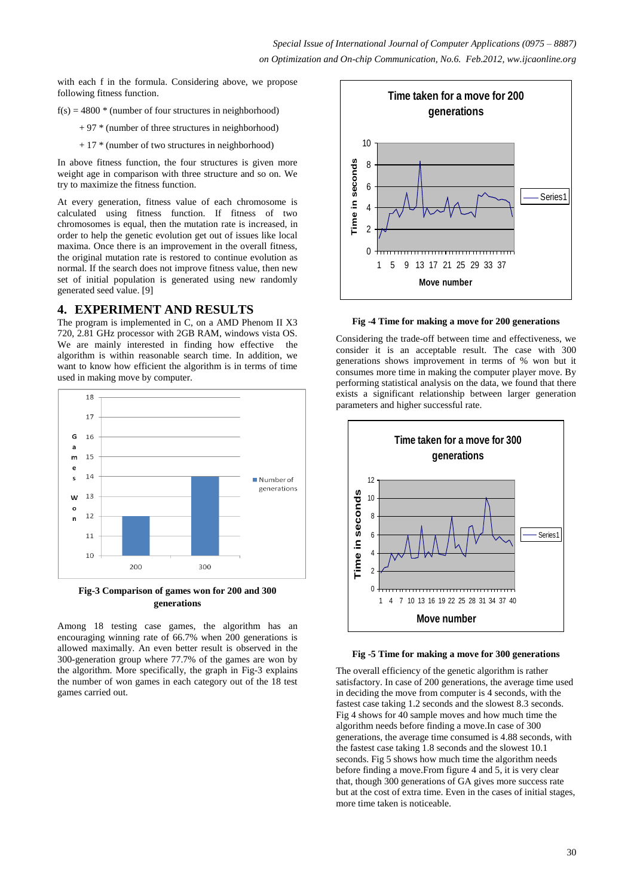with each f in the formula. Considering above, we propose following fitness function.

f(s) = 4800 * (number of four structures in neighborhood)

+ 97 * (number of three structures in neighborhood)

+ 17 * (number of two structures in neighborhood)

In above fitness function, the four structures is given more weight age in comparison with three structure and so on. We try to maximize the fitness function.

At every generation, fitness value of each chromosome is calculated using fitness function. If fitness of two chromosomes is equal, then the mutation rate is increased, in order to help the genetic evolution get out of issues like local maxima. Once there is an improvement in the overall fitness, the original mutation rate is restored to continue evolution as normal. If the search does not improve fitness value, then new set of initial population is generated using new randomly generated seed value. [9]

## 4. EXPERIMENT AND RESULTS

The program is implemented in C, on a AMD Phenom II X3 720, 2.81 GHz processor with 2GB RAM, windows vista OS. We are mainly interested in finding how effective the algorithm is within reasonable search time. In addition, we want to know how efficient the algorithm is in terms of time used in making move by computer.

**Fig-3 Comparison of games won for 200 and 300 generations**

Among 18 testing case games, the algorithm has an encouraging winning rate of 66.7% when 200 generations is allowed maximally. An even better result is observed in the 300-generation group where 77.7% of the games are won by the algorithm. More specifically, the graph in Fig-3 explains the number of won games in each category out of the 18 test games carried out.

**Fig -4 Time for making a move for 200 generations**

Considering the trade-off between time and effectiveness, we consider it is an acceptable result. The case with 300 generations shows improvement in terms of % won but it consumes more time in making the computer player move. By performing statistical analysis on the data, we found that there exists a significant relationship between larger generation parameters and higher successful rate.

**Fig -5 Time for making a move for 300 generations**

The overall efficiency of the genetic algorithm is rather satisfactory. In case of 200 generations, the average time used in deciding the move from computer is 4 seconds, with the fastest case taking 1.2 seconds and the slowest 8.3 seconds. Fig 4 shows for 40 sample moves and how much time the algorithm needs before finding a move.In case of 300 generations, the average time consumed is 4.88 seconds, with the fastest case taking 1.8 seconds and the slowest 10.1 seconds. Fig 5 shows how much time the algorithm needs before finding a move.From figure 4 and 5, it is very clear that, though 300 generations of GA gives more success rate but at the cost of extra time. Even in the cases of initial stages, more time taken is noticeable.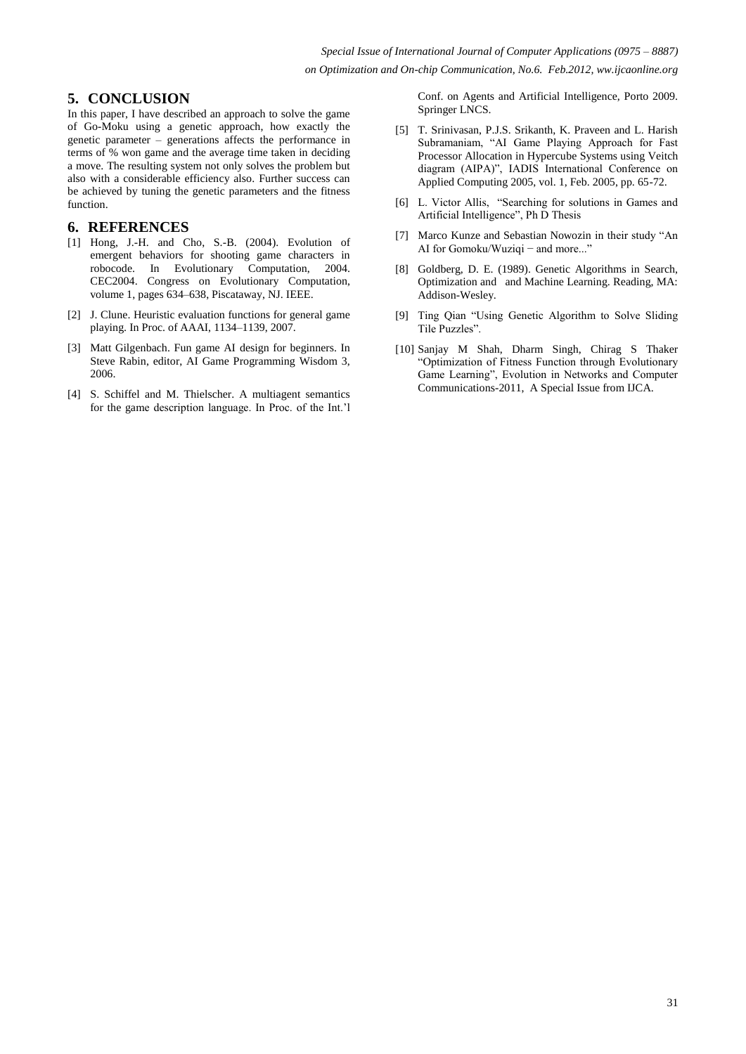## 5. CONCLUSION

In this paper, I have described an approach to solve the game of Go-Moku using a genetic approach, how exactly the genetic parameter – generations affects the performance in terms of % won game and the average time taken in deciding a move. The resulting system not only solves the problem but also with a considerable efficiency also. Further success can be achieved by tuning the genetic parameters and the fitness function.

## 6. REFERENCES

[1] Hong, J.-H. and Cho, S.-B. (2004). Evolution of emergent behaviors for shooting game characters in robocode. In Evolutionary Computation, 2004. CEC2004. Congress on Evolutionary Computation, volume 1, pages 634–638, Piscataway, NJ. IEEE.

[2] J. Clune. Heuristic evaluation functions for general game playing. In Proc. of AAAI, 1134–1139, 2007.

[3] Matt Gilgenbach. Fun game AI design for beginners. In Steve Rabin, editor, AI Game Programming Wisdom 3, 2006.

[4] S. Schiffel and M. Thielscher. A multiagent semantics for the game description language. In Proc. of the Int.'l Conf. on Agents and Artificial Intelligence, Porto 2009. Springer LNCS.

[5] T. Srinivasan, P.J.S. Srikanth, K. Praveen and L. Harish Subramaniam, "AI Game Playing Approach for Fast Processor Allocation in Hypercube Systems using Veitch diagram (AIPA)", IADIS International Conference on Applied Computing 2005, vol. 1, Feb. 2005, pp. 65-72.

[6] L. Victor Allis, "Searching for solutions in Games and Artificial Intelligence", Ph D Thesis

[7] Marco Kunze and Sebastian Nowozin in their study "An AI for Gomoku/Wuziqi − and more..."

[8] Goldberg, D. E. (1989). Genetic Algorithms in Search, Optimization and and Machine Learning. Reading, MA: Addison-Wesley.

[9] Ting Qian "Using Genetic Algorithm to Solve Sliding Tile Puzzles".

[10] Sanjay M Shah, Dharm Singh, Chirag S Thaker "Optimization of Fitness Function through Evolutionary Game Learning", Evolution in Networks and Computer Communications-2011, A Special Issue from IJCA.